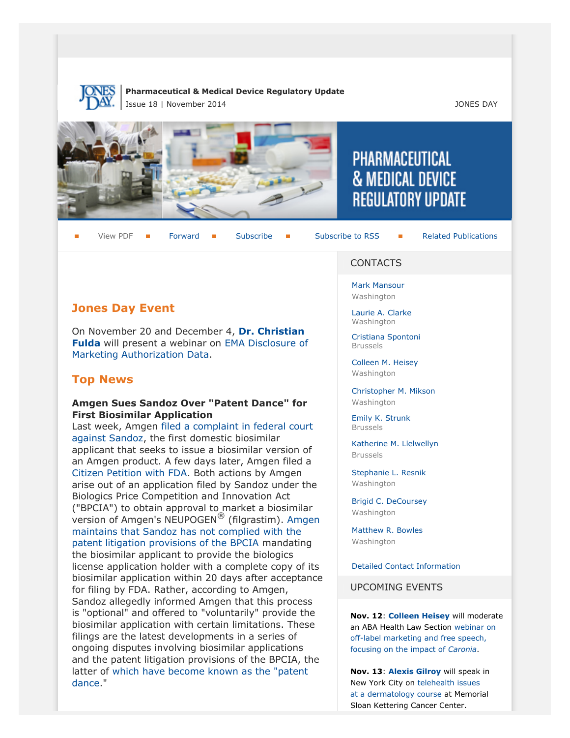**Pharmaceutical & Medical Device Regulatory Update**
Issue 18 | November 2014

JONES DAY

# PHARMACEUTICAL & MEDICAL DEVICE REGULATORY UPDATE

View PDF | Forward | Subscribe | Subscribe to RSS | Related Publications

## Jones Day Event

On November 20 and December 4, **Dr. Christian Fulda** will present a webinar on EMA Disclosure of Marketing Authorization Data.

## Top News

**Amgen Sues Sandoz Over "Patent Dance" for First Biosimilar Application**
Last week, Amgen filed a complaint in federal court against Sandoz, the first domestic biosimilar applicant that seeks to issue a biosimilar version of an Amgen product. A few days later, Amgen filed a Citizen Petition with FDA. Both actions by Amgen arise out of an application filed by Sandoz under the Biologics Price Competition and Innovation Act ("BPCIA") to obtain approval to market a biosimilar version of Amgen's NEUPOGEN® (filgrastim). Amgen maintains that Sandoz has not complied with the patent litigation provisions of the BPCIA mandating the biosimilar applicant to provide the biologics license application holder with a complete copy of its biosimilar application within 20 days after acceptance for filing by FDA. Rather, according to Amgen, Sandoz allegedly informed Amgen that this process is "optional" and offered to "voluntarily" provide the biosimilar application with certain limitations. These filings are the latest developments in a series of ongoing disputes involving biosimilar applications and the patent litigation provisions of the BPCIA, the latter of which have become known as the "patent dance."

## CONTACTS

Mark Mansour
Washington

Laurie A. Clarke
Washington

Cristiana Spontoni
Brussels

Colleen M. Heisey
Washington

Christopher M. Mikson
Washington

Emily K. Strunk
Brussels

Katherine M. Llelwellyn
Brussels

Stephanie L. Resnik
Washington

Brigid C. DeCoursey
Washington

Matthew R. Bowles
Washington

Detailed Contact Information

## UPCOMING EVENTS

**Nov. 12**: **Colleen Heisey** will moderate an ABA Health Law Section webinar on off-label marketing and free speech, focusing on the impact of *Caronia*.

**Nov. 13**: **Alexis Gilroy** will speak in New York City on telehealth issues at a dermatology course at Memorial Sloan Kettering Cancer Center.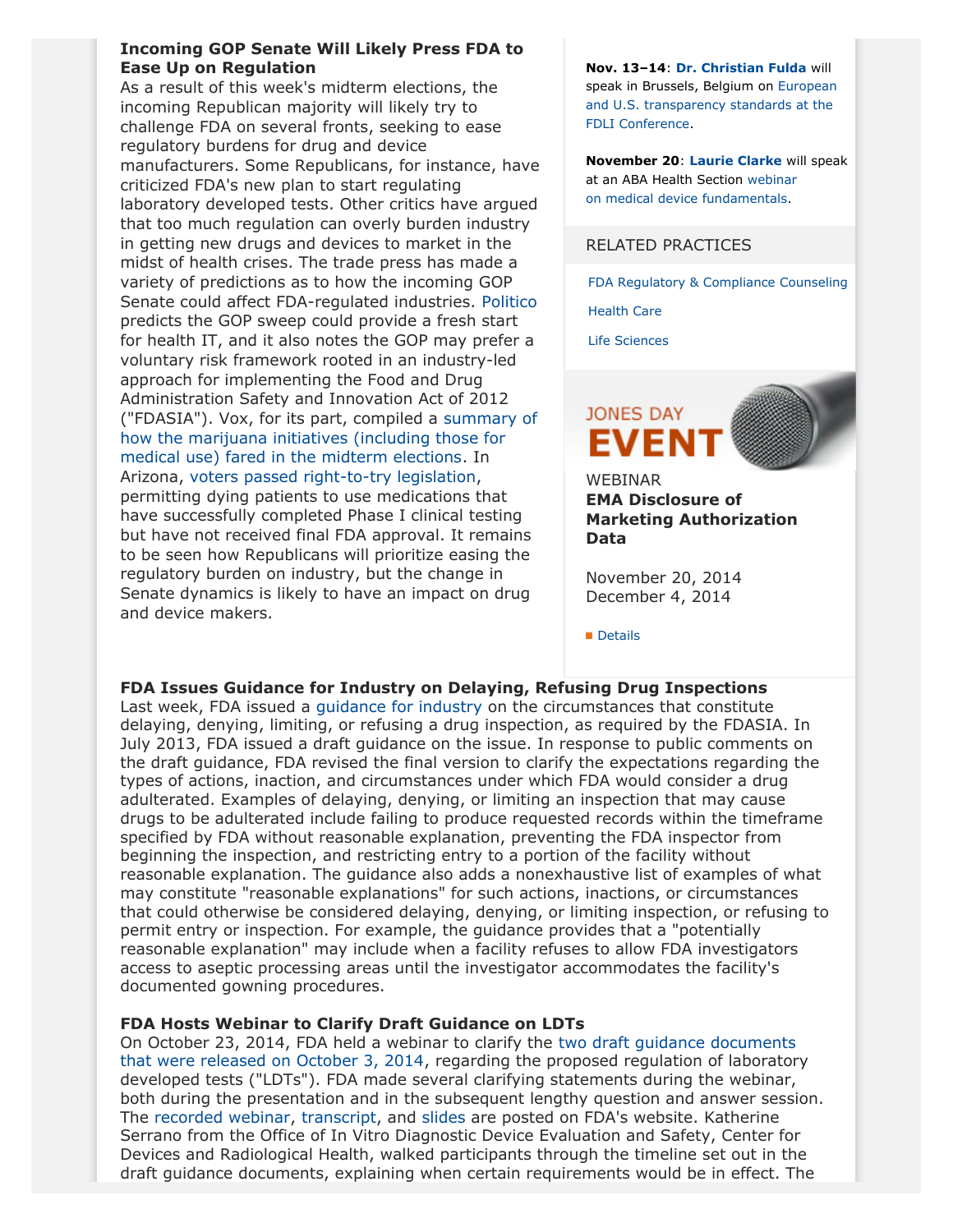**Incoming GOP Senate Will Likely Press FDA to Ease Up on Regulation**

As a result of this week's midterm elections, the incoming Republican majority will likely try to challenge FDA on several fronts, seeking to ease regulatory burdens for drug and device manufacturers. Some Republicans, for instance, have criticized FDA's new plan to start regulating laboratory developed tests. Other critics have argued that too much regulation can overly burden industry in getting new drugs and devices to market in the midst of health crises. The trade press has made a variety of predictions as to how the incoming GOP Senate could affect FDA-regulated industries. Politico predicts the GOP sweep could provide a fresh start for health IT, and it also notes the GOP may prefer a voluntary risk framework rooted in an industry-led approach for implementing the Food and Drug Administration Safety and Innovation Act of 2012 ("FDASIA"). Vox, for its part, compiled a summary of how the marijuana initiatives (including those for medical use) fared in the midterm elections. In Arizona, voters passed right-to-try legislation, permitting dying patients to use medications that have successfully completed Phase I clinical testing but have not received final FDA approval. It remains to be seen how Republicans will prioritize easing the regulatory burden on industry, but the change in Senate dynamics is likely to have an impact on drug and device makers.

**Nov. 13–14**: **Dr. Christian Fulda** will speak in Brussels, Belgium on European and U.S. transparency standards at the FDLI Conference.

**November 20**: **Laurie Clarke** will speak at an ABA Health Section webinar on medical device fundamentals.

RELATED PRACTICES

- FDA Regulatory & Compliance Counseling
- Health Care
- Life Sciences

JONES DAY EVENT

WEBINAR
**EMA Disclosure of Marketing Authorization Data**

November 20, 2014
December 4, 2014

Details

**FDA Issues Guidance for Industry on Delaying, Refusing Drug Inspections**

Last week, FDA issued a guidance for industry on the circumstances that constitute delaying, denying, limiting, or refusing a drug inspection, as required by the FDASIA. In July 2013, FDA issued a draft guidance on the issue. In response to public comments on the draft guidance, FDA revised the final version to clarify the expectations regarding the types of actions, inaction, and circumstances under which FDA would consider a drug adulterated. Examples of delaying, denying, or limiting an inspection that may cause drugs to be adulterated include failing to produce requested records within the timeframe specified by FDA without reasonable explanation, preventing the FDA inspector from beginning the inspection, and restricting entry to a portion of the facility without reasonable explanation. The guidance also adds a nonexhaustive list of examples of what may constitute "reasonable explanations" for such actions, inactions, or circumstances that could otherwise be considered delaying, denying, or limiting inspection, or refusing to permit entry or inspection. For example, the guidance provides that a "potentially reasonable explanation" may include when a facility refuses to allow FDA investigators access to aseptic processing areas until the investigator accommodates the facility's documented gowning procedures.

**FDA Hosts Webinar to Clarify Draft Guidance on LDTs**

On October 23, 2014, FDA held a webinar to clarify the two draft guidance documents that were released on October 3, 2014, regarding the proposed regulation of laboratory developed tests ("LDTs"). FDA made several clarifying statements during the webinar, both during the presentation and in the subsequent lengthy question and answer session. The recorded webinar, transcript, and slides are posted on FDA's website. Katherine Serrano from the Office of In Vitro Diagnostic Device Evaluation and Safety, Center for Devices and Radiological Health, walked participants through the timeline set out in the draft guidance documents, explaining when certain requirements would be in effect. The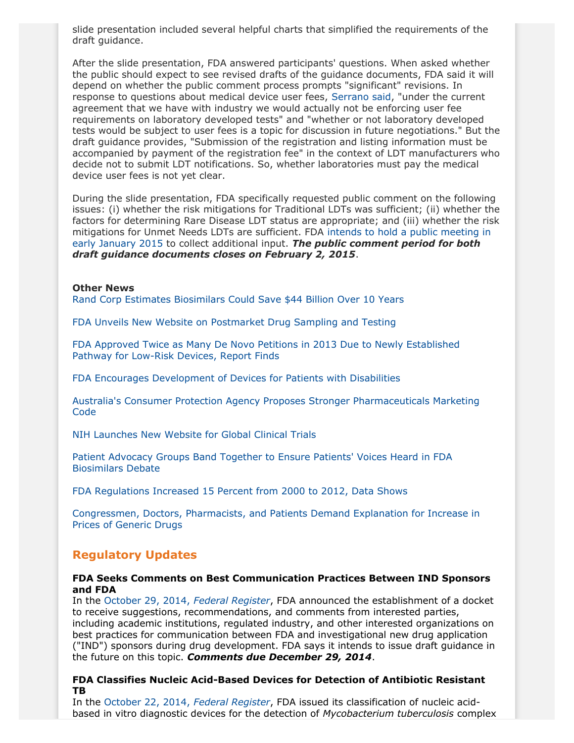slide presentation included several helpful charts that simplified the requirements of the draft guidance.

After the slide presentation, FDA answered participants' questions. When asked whether the public should expect to see revised drafts of the guidance documents, FDA said it will depend on whether the public comment process prompts "significant" revisions. In response to questions about medical device user fees, Serrano said, "under the current agreement that we have with industry we would actually not be enforcing user fee requirements on laboratory developed tests" and "whether or not laboratory developed tests would be subject to user fees is a topic for discussion in future negotiations." But the draft guidance provides, "Submission of the registration and listing information must be accompanied by payment of the registration fee" in the context of LDT manufacturers who decide not to submit LDT notifications. So, whether laboratories must pay the medical device user fees is not yet clear.

During the slide presentation, FDA specifically requested public comment on the following issues: (i) whether the risk mitigations for Traditional LDTs was sufficient; (ii) whether the factors for determining Rare Disease LDT status are appropriate; and (iii) whether the risk mitigations for Unmet Needs LDTs are sufficient. FDA intends to hold a public meeting in early January 2015 to collect additional input. ***The public comment period for both draft guidance documents closes on February 2, 2015***.

**Other News**

Rand Corp Estimates Biosimilars Could Save $44 Billion Over 10 Years

FDA Unveils New Website on Postmarket Drug Sampling and Testing

FDA Approved Twice as Many De Novo Petitions in 2013 Due to Newly Established Pathway for Low-Risk Devices, Report Finds

FDA Encourages Development of Devices for Patients with Disabilities

Australia's Consumer Protection Agency Proposes Stronger Pharmaceuticals Marketing Code

NIH Launches New Website for Global Clinical Trials

Patient Advocacy Groups Band Together to Ensure Patients' Voices Heard in FDA Biosimilars Debate

FDA Regulations Increased 15 Percent from 2000 to 2012, Data Shows

Congressmen, Doctors, Pharmacists, and Patients Demand Explanation for Increase in Prices of Generic Drugs

## Regulatory Updates

**FDA Seeks Comments on Best Communication Practices Between IND Sponsors and FDA**

In the October 29, 2014, *Federal Register*, FDA announced the establishment of a docket to receive suggestions, recommendations, and comments from interested parties, including academic institutions, regulated industry, and other interested organizations on best practices for communication between FDA and investigational new drug application ("IND") sponsors during drug development. FDA says it intends to issue draft guidance in the future on this topic. ***Comments due December 29, 2014***.

**FDA Classifies Nucleic Acid-Based Devices for Detection of Antibiotic Resistant TB**

In the October 22, 2014, *Federal Register*, FDA issued its classification of nucleic acid-based in vitro diagnostic devices for the detection of *Mycobacterium tuberculosis* complex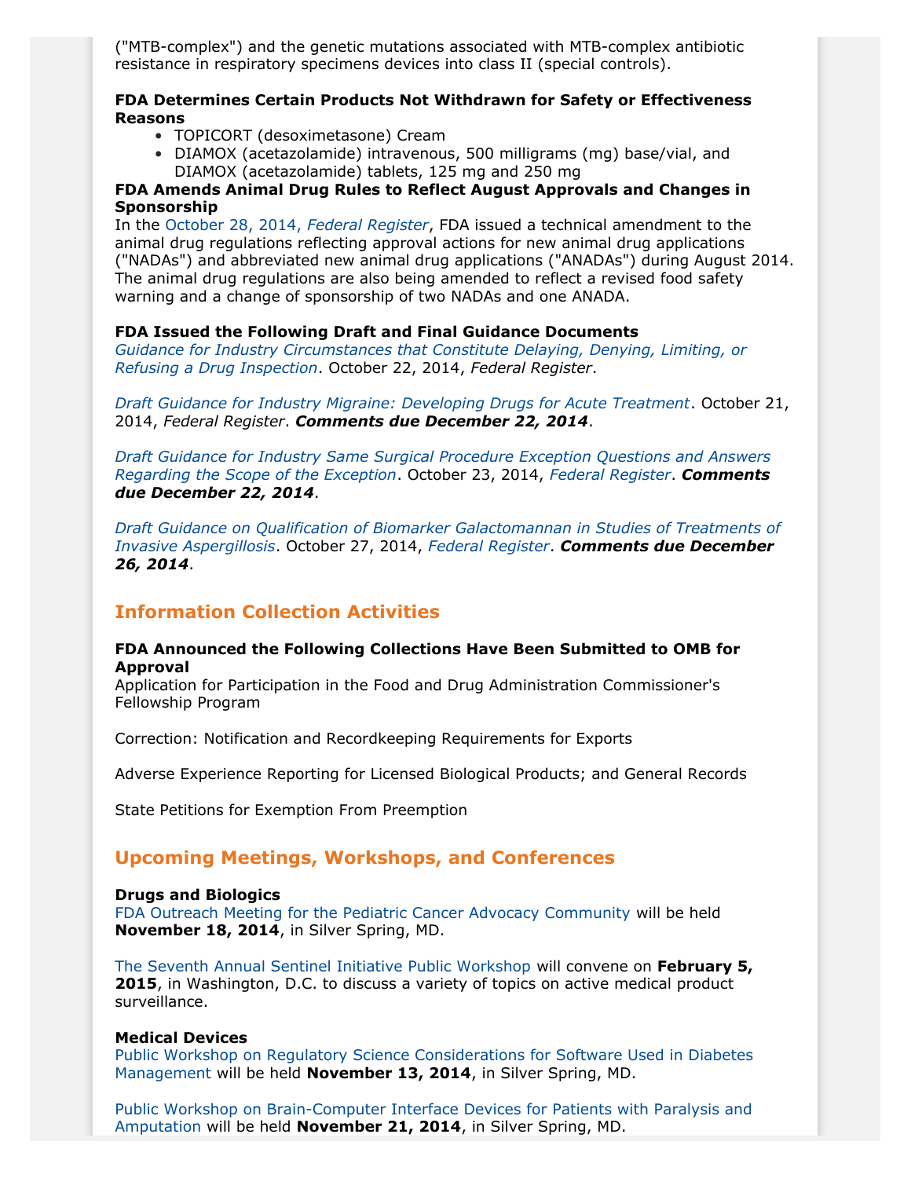("MTB-complex") and the genetic mutations associated with MTB-complex antibiotic resistance in respiratory specimens devices into class II (special controls).

**FDA Determines Certain Products Not Withdrawn for Safety or Effectiveness Reasons**

- TOPICORT (desoximetasone) Cream
- DIAMOX (acetazolamide) intravenous, 500 milligrams (mg) base/vial, and DIAMOX (acetazolamide) tablets, 125 mg and 250 mg

**FDA Amends Animal Drug Rules to Reflect August Approvals and Changes in Sponsorship**

In the October 28, 2014, *Federal Register*, FDA issued a technical amendment to the animal drug regulations reflecting approval actions for new animal drug applications ("NADAs") and abbreviated new animal drug applications ("ANADAs") during August 2014. The animal drug regulations are also being amended to reflect a revised food safety warning and a change of sponsorship of two NADAs and one ANADA.

**FDA Issued the Following Draft and Final Guidance Documents**

*Guidance for Industry Circumstances that Constitute Delaying, Denying, Limiting, or Refusing a Drug Inspection*. October 22, 2014, *Federal Register*.

*Draft Guidance for Industry Migraine: Developing Drugs for Acute Treatment*. October 21, 2014, *Federal Register*. ***Comments due December 22, 2014***.

*Draft Guidance for Industry Same Surgical Procedure Exception Questions and Answers Regarding the Scope of the Exception*. October 23, 2014, *Federal Register*. ***Comments due December 22, 2014***.

*Draft Guidance on Qualification of Biomarker Galactomannan in Studies of Treatments of Invasive Aspergillosis*. October 27, 2014, *Federal Register*. ***Comments due December 26, 2014***.

## Information Collection Activities

**FDA Announced the Following Collections Have Been Submitted to OMB for Approval**

Application for Participation in the Food and Drug Administration Commissioner's Fellowship Program

Correction: Notification and Recordkeeping Requirements for Exports

Adverse Experience Reporting for Licensed Biological Products; and General Records

State Petitions for Exemption From Preemption

## Upcoming Meetings, Workshops, and Conferences

**Drugs and Biologics**

FDA Outreach Meeting for the Pediatric Cancer Advocacy Community will be held **November 18, 2014**, in Silver Spring, MD.

The Seventh Annual Sentinel Initiative Public Workshop will convene on **February 5, 2015**, in Washington, D.C. to discuss a variety of topics on active medical product surveillance.

**Medical Devices**

Public Workshop on Regulatory Science Considerations for Software Used in Diabetes Management will be held **November 13, 2014**, in Silver Spring, MD.

Public Workshop on Brain-Computer Interface Devices for Patients with Paralysis and Amputation will be held **November 21, 2014**, in Silver Spring, MD.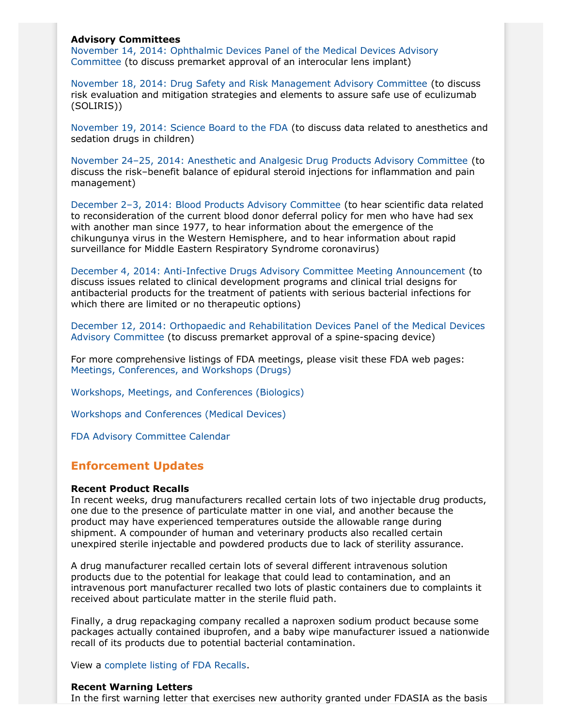**Advisory Committees**
November 14, 2014: Ophthalmic Devices Panel of the Medical Devices Advisory Committee (to discuss premarket approval of an interocular lens implant)

November 18, 2014: Drug Safety and Risk Management Advisory Committee (to discuss risk evaluation and mitigation strategies and elements to assure safe use of eculizumab (SOLIRIS))

November 19, 2014: Science Board to the FDA (to discuss data related to anesthetics and sedation drugs in children)

November 24–25, 2014: Anesthetic and Analgesic Drug Products Advisory Committee (to discuss the risk–benefit balance of epidural steroid injections for inflammation and pain management)

December 2–3, 2014: Blood Products Advisory Committee (to hear scientific data related to reconsideration of the current blood donor deferral policy for men who have had sex with another man since 1977, to hear information about the emergence of the chikungunya virus in the Western Hemisphere, and to hear information about rapid surveillance for Middle Eastern Respiratory Syndrome coronavirus)

December 4, 2014: Anti-Infective Drugs Advisory Committee Meeting Announcement (to discuss issues related to clinical development programs and clinical trial designs for antibacterial products for the treatment of patients with serious bacterial infections for which there are limited or no therapeutic options)

December 12, 2014: Orthopaedic and Rehabilitation Devices Panel of the Medical Devices Advisory Committee (to discuss premarket approval of a spine-spacing device)

For more comprehensive listings of FDA meetings, please visit these FDA web pages:
Meetings, Conferences, and Workshops (Drugs)

Workshops, Meetings, and Conferences (Biologics)

Workshops and Conferences (Medical Devices)

FDA Advisory Committee Calendar

## Enforcement Updates

**Recent Product Recalls**
In recent weeks, drug manufacturers recalled certain lots of two injectable drug products, one due to the presence of particulate matter in one vial, and another because the product may have experienced temperatures outside the allowable range during shipment. A compounder of human and veterinary products also recalled certain unexpired sterile injectable and powdered products due to lack of sterility assurance.

A drug manufacturer recalled certain lots of several different intravenous solution products due to the potential for leakage that could lead to contamination, and an intravenous port manufacturer recalled two lots of plastic containers due to complaints it received about particulate matter in the sterile fluid path.

Finally, a drug repackaging company recalled a naproxen sodium product because some packages actually contained ibuprofen, and a baby wipe manufacturer issued a nationwide recall of its products due to potential bacterial contamination.

View a complete listing of FDA Recalls.

**Recent Warning Letters**
In the first warning letter that exercises new authority granted under FDASIA as the basis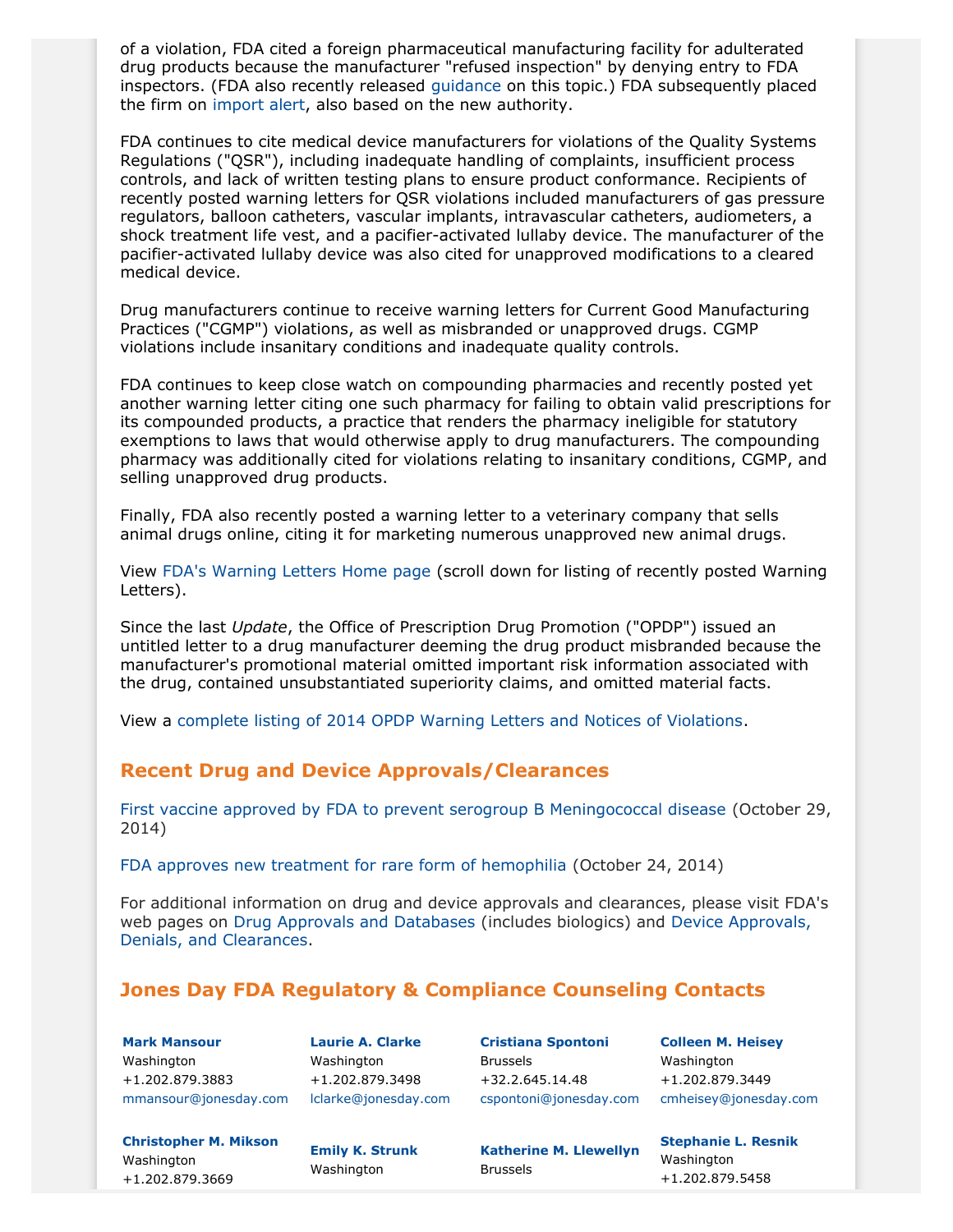of a violation, FDA cited a foreign pharmaceutical manufacturing facility for adulterated drug products because the manufacturer "refused inspection" by denying entry to FDA inspectors. (FDA also recently released guidance on this topic.) FDA subsequently placed the firm on import alert, also based on the new authority.

FDA continues to cite medical device manufacturers for violations of the Quality Systems Regulations ("QSR"), including inadequate handling of complaints, insufficient process controls, and lack of written testing plans to ensure product conformance. Recipients of recently posted warning letters for QSR violations included manufacturers of gas pressure regulators, balloon catheters, vascular implants, intravascular catheters, audiometers, a shock treatment life vest, and a pacifier-activated lullaby device. The manufacturer of the pacifier-activated lullaby device was also cited for unapproved modifications to a cleared medical device.

Drug manufacturers continue to receive warning letters for Current Good Manufacturing Practices ("CGMP") violations, as well as misbranded or unapproved drugs. CGMP violations include insanitary conditions and inadequate quality controls.

FDA continues to keep close watch on compounding pharmacies and recently posted yet another warning letter citing one such pharmacy for failing to obtain valid prescriptions for its compounded products, a practice that renders the pharmacy ineligible for statutory exemptions to laws that would otherwise apply to drug manufacturers. The compounding pharmacy was additionally cited for violations relating to insanitary conditions, CGMP, and selling unapproved drug products.

Finally, FDA also recently posted a warning letter to a veterinary company that sells animal drugs online, citing it for marketing numerous unapproved new animal drugs.

View FDA's Warning Letters Home page (scroll down for listing of recently posted Warning Letters).

Since the last *Update*, the Office of Prescription Drug Promotion ("OPDP") issued an untitled letter to a drug manufacturer deeming the drug product misbranded because the manufacturer's promotional material omitted important risk information associated with the drug, contained unsubstantiated superiority claims, and omitted material facts.

View a complete listing of 2014 OPDP Warning Letters and Notices of Violations.

## Recent Drug and Device Approvals/Clearances

First vaccine approved by FDA to prevent serogroup B Meningococcal disease (October 29, 2014)

FDA approves new treatment for rare form of hemophilia (October 24, 2014)

For additional information on drug and device approvals and clearances, please visit FDA's web pages on Drug Approvals and Databases (includes biologics) and Device Approvals, Denials, and Clearances.

## Jones Day FDA Regulatory & Compliance Counseling Contacts

**Mark Mansour**
Washington
+1.202.879.3883
mmansour@jonesday.com

**Laurie A. Clarke**
Washington
+1.202.879.3498
lclarke@jonesday.com

**Cristiana Spontoni**
Brussels
+32.2.645.14.48
cspontoni@jonesday.com

**Colleen M. Heisey**
Washington
+1.202.879.3449
cmheisey@jonesday.com

**Christopher M. Mikson**
Washington
+1.202.879.3669

**Emily K. Strunk**
Washington

**Katherine M. Llewellyn**
Brussels

**Stephanie L. Resnik**
Washington
+1.202.879.5458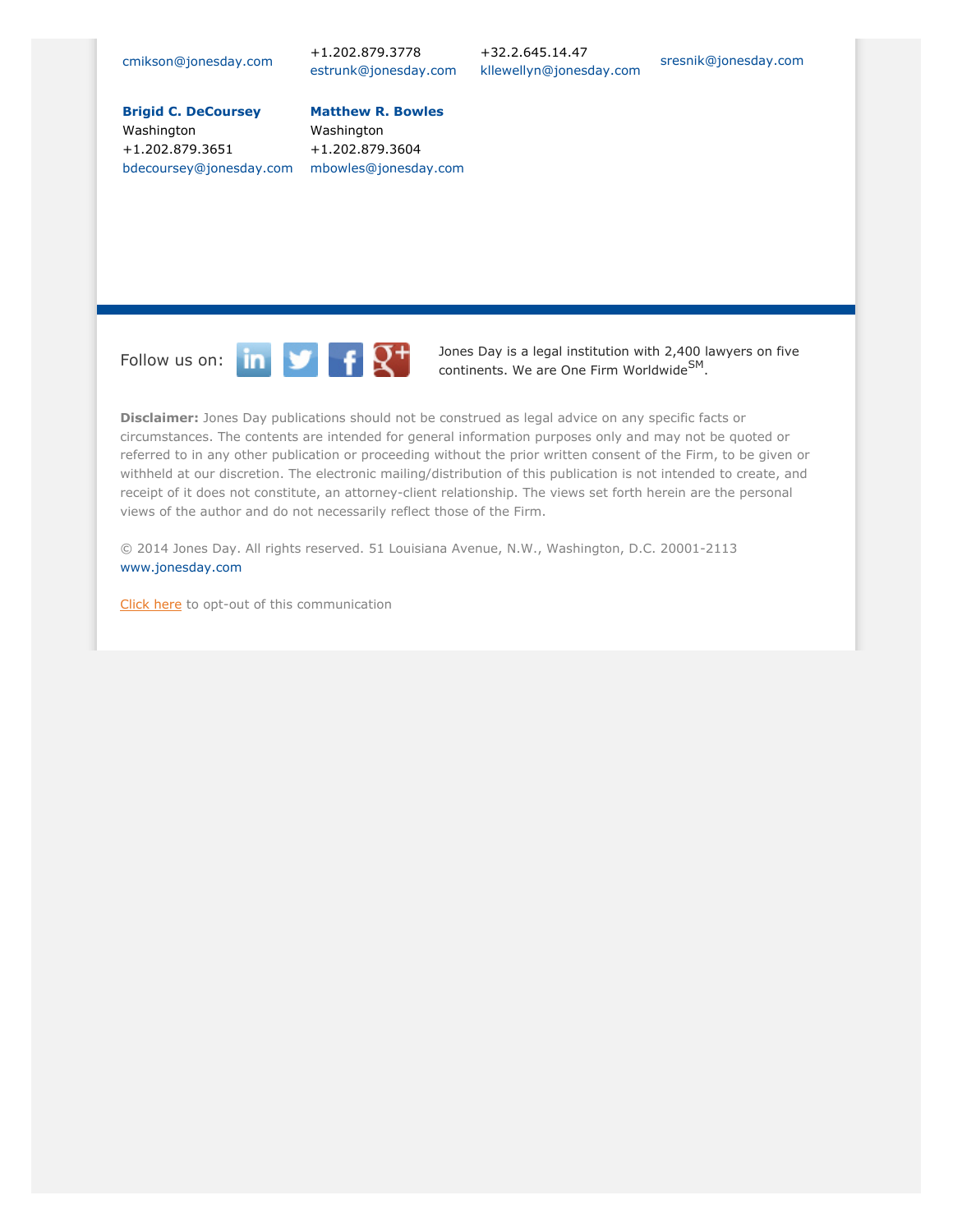cmikson@jonesday.com

+1.202.879.3778
estrunk@jonesday.com

+32.2.645.14.47
kllewellyn@jonesday.com

sresnik@jonesday.com

**Brigid C. DeCoursey**
Washington
+1.202.879.3651
bdecoursey@jonesday.com

**Matthew R. Bowles**
Washington
+1.202.879.3604
mbowles@jonesday.com

Follow us on:

Jones Day is a legal institution with 2,400 lawyers on five continents. We are One Firm Worldwide[SM].

**Disclaimer:** Jones Day publications should not be construed as legal advice on any specific facts or circumstances. The contents are intended for general information purposes only and may not be quoted or referred to in any other publication or proceeding without the prior written consent of the Firm, to be given or withheld at our discretion. The electronic mailing/distribution of this publication is not intended to create, and receipt of it does not constitute, an attorney-client relationship. The views set forth herein are the personal views of the author and do not necessarily reflect those of the Firm.

© 2014 Jones Day. All rights reserved. 51 Louisiana Avenue, N.W., Washington, D.C. 20001-2113
www.jonesday.com

Click here to opt-out of this communication